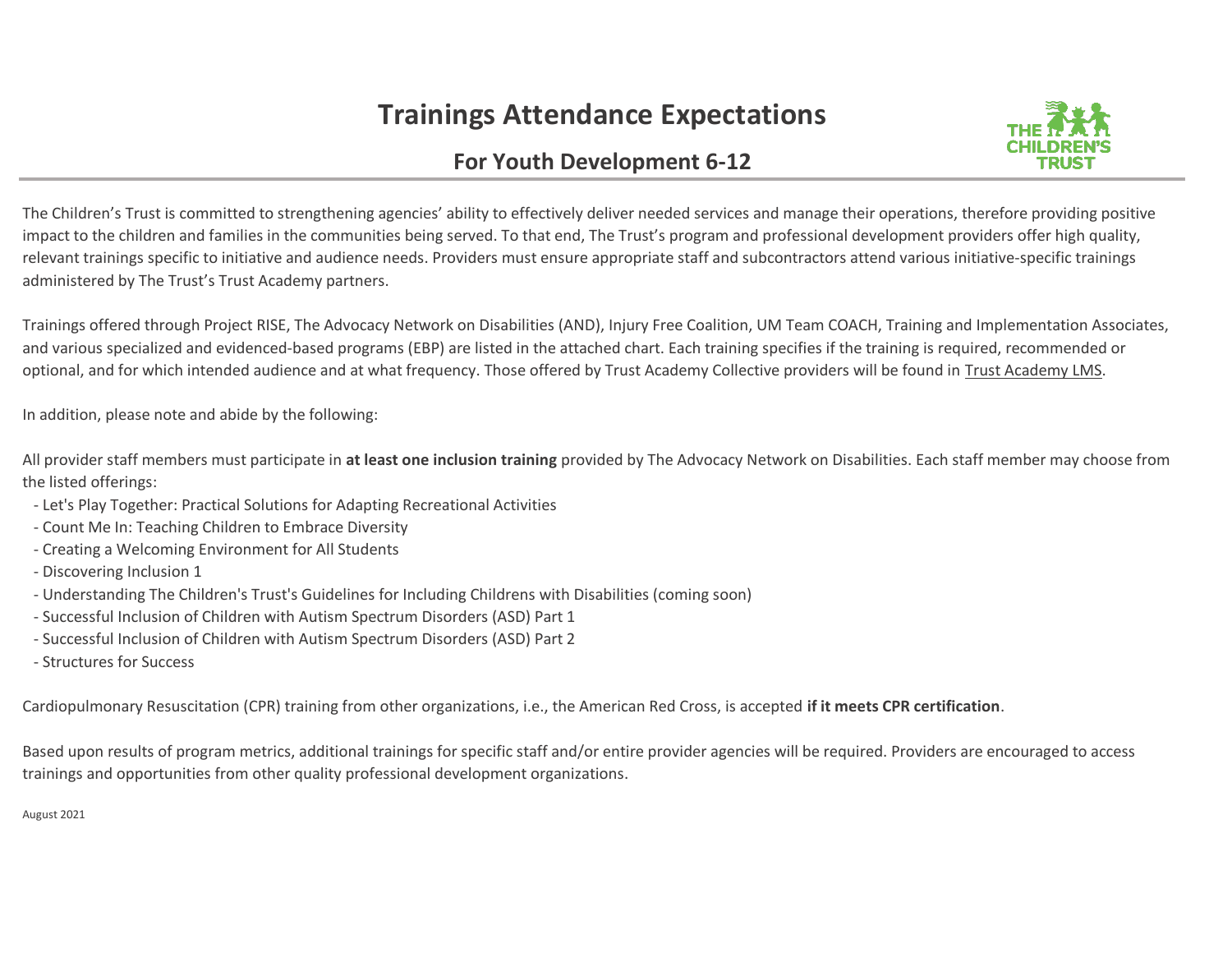# Trainings Attendance Expectations

## For Youth Development 6-12

The Children's Trust is committed to strengthening agencies' ability to effectively deliver needed services and manage their operations, therefore providing positive impact to the children and families in the communities being served. To that end, The Trust's program and professional development providers offer high quality, relevant trainings specific to initiative and audience needs. Providers must ensure appropriate staff and subcontractors attend various initiative-specific trainings administered by The Trust's Trust Academy partners.

Trainings offered through Project RISE, The Advocacy Network on Disabilities (AND), Injury Free Coalition, UM Team COACH, Training and Implementation Associates, and various specialized and evidenced-based programs (EBP) are listed in the attached chart. Each training specifies if the training is required, recommended or optional, and for which intended audience and at what frequency. Those offered by Trust Academy Collective providers will be found in Trust Academy LMS.

In addition, please note and abide by the following:

All provider staff members must participate in **at least one inclusion training** provided by The Advocacy Network on Disabilities. Each staff member may choose from the listed offerings:

- Let's Play Together: Practical Solutions for Adapting Recreational Activities
- Count Me In: Teaching Children to Embrace Diversity
- Creating a Welcoming Environment for All Students
- Discovering Inclusion 1
- Understanding The Children's Trust's Guidelines for Including Childrens with Disabilities (coming soon)
- Successful Inclusion of Children with Autism Spectrum Disorders (ASD) Part 1
- Successful Inclusion of Children with Autism Spectrum Disorders (ASD) Part 2
- Structures for Success

Cardiopulmonary Resuscitation (CPR) training from other organizations, i.e., the American Red Cross, is accepted **if it meets CPR certification**.

Based upon results of program metrics, additional trainings for specific staff and/or entire provider agencies will be required. Providers are encouraged to access trainings and opportunities from other quality professional development organizations.

August 2021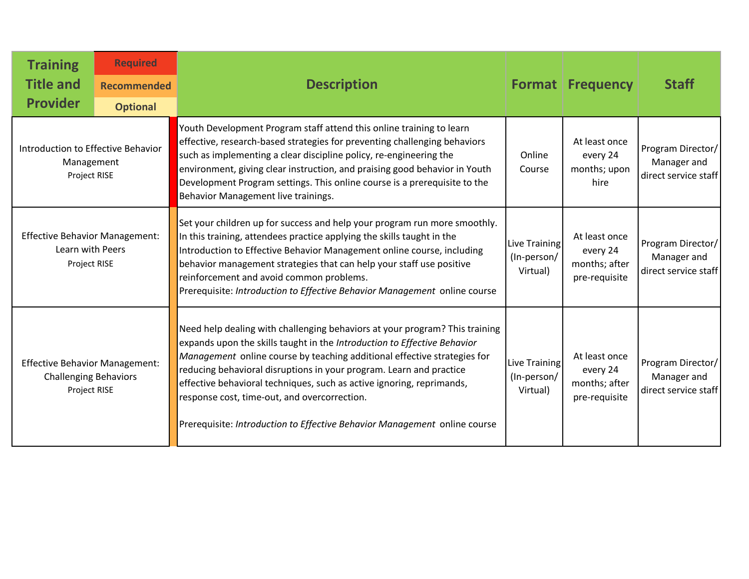| Training Title and Provider | Required / Recommended / Optional | Description | Format | Frequency | Staff |
|---|---|---|---|---|---|
| Introduction to Effective Behavior Management<br>Project RISE | Required | Youth Development Program staff attend this online training to learn effective, research-based strategies for preventing challenging behaviors such as implementing a clear discipline policy, re-engineering the environment, giving clear instruction, and praising good behavior in Youth Development Program settings. This online course is a prerequisite to the Behavior Management live trainings. | Online Course | At least once every 24 months; upon hire | Program Director/ Manager and direct service staff |
| Effective Behavior Management: Learn with Peers<br>Project RISE | Recommended | Set your children up for success and help your program run more smoothly. In this training, attendees practice applying the skills taught in the Introduction to Effective Behavior Management online course, including behavior management strategies that can help your staff use positive reinforcement and avoid common problems.<br>Prerequisite: *Introduction to Effective Behavior Management* online course | Live Training (In-person/ Virtual) | At least once every 24 months; after pre-requisite | Program Director/ Manager and direct service staff |
| Effective Behavior Management: Challenging Behaviors<br>Project RISE | Recommended | Need help dealing with challenging behaviors at your program? This training expands upon the skills taught in the *Introduction to Effective Behavior Management* online course by teaching additional effective strategies for reducing behavioral disruptions in your program. Learn and practice effective behavioral techniques, such as active ignoring, reprimands, response cost, time-out, and overcorrection.<br><br>Prerequisite: *Introduction to Effective Behavior Management* online course | Live Training (In-person/ Virtual) | At least once every 24 months; after pre-requisite | Program Director/ Manager and direct service staff |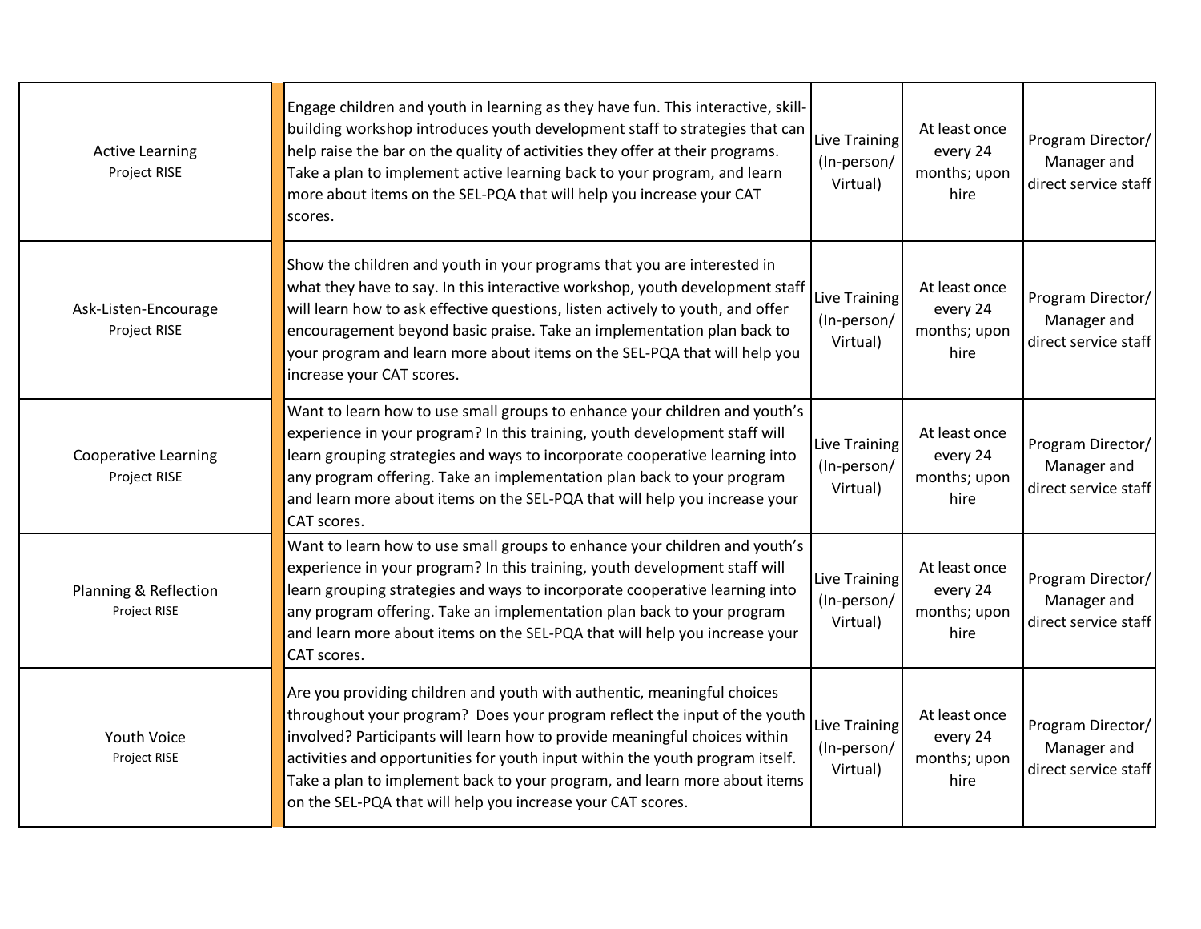| | | | | |
|---|---|---|---|---|
| Active Learning<br>Project RISE | Engage children and youth in learning as they have fun. This interactive, skill-building workshop introduces youth development staff to strategies that can help raise the bar on the quality of activities they offer at their programs. Take a plan to implement active learning back to your program, and learn more about items on the SEL-PQA that will help you increase your CAT scores. | Live Training (In-person/ Virtual) | At least once every 24 months; upon hire | Program Director/ Manager and direct service staff |
| Ask-Listen-Encourage<br>Project RISE | Show the children and youth in your programs that you are interested in what they have to say. In this interactive workshop, youth development staff will learn how to ask effective questions, listen actively to youth, and offer encouragement beyond basic praise. Take an implementation plan back to your program and learn more about items on the SEL-PQA that will help you increase your CAT scores. | Live Training (In-person/ Virtual) | At least once every 24 months; upon hire | Program Director/ Manager and direct service staff |
| Cooperative Learning<br>Project RISE | Want to learn how to use small groups to enhance your children and youth's experience in your program? In this training, youth development staff will learn grouping strategies and ways to incorporate cooperative learning into any program offering. Take an implementation plan back to your program and learn more about items on the SEL-PQA that will help you increase your CAT scores. | Live Training (In-person/ Virtual) | At least once every 24 months; upon hire | Program Director/ Manager and direct service staff |
| Planning & Reflection<br>Project RISE | Want to learn how to use small groups to enhance your children and youth's experience in your program? In this training, youth development staff will learn grouping strategies and ways to incorporate cooperative learning into any program offering. Take an implementation plan back to your program and learn more about items on the SEL-PQA that will help you increase your CAT scores. | Live Training (In-person/ Virtual) | At least once every 24 months; upon hire | Program Director/ Manager and direct service staff |
| Youth Voice<br>Project RISE | Are you providing children and youth with authentic, meaningful choices throughout your program? Does your program reflect the input of the youth involved? Participants will learn how to provide meaningful choices within activities and opportunities for youth input within the youth program itself. Take a plan to implement back to your program, and learn more about items on the SEL-PQA that will help you increase your CAT scores. | Live Training (In-person/ Virtual) | At least once every 24 months; upon hire | Program Director/ Manager and direct service staff |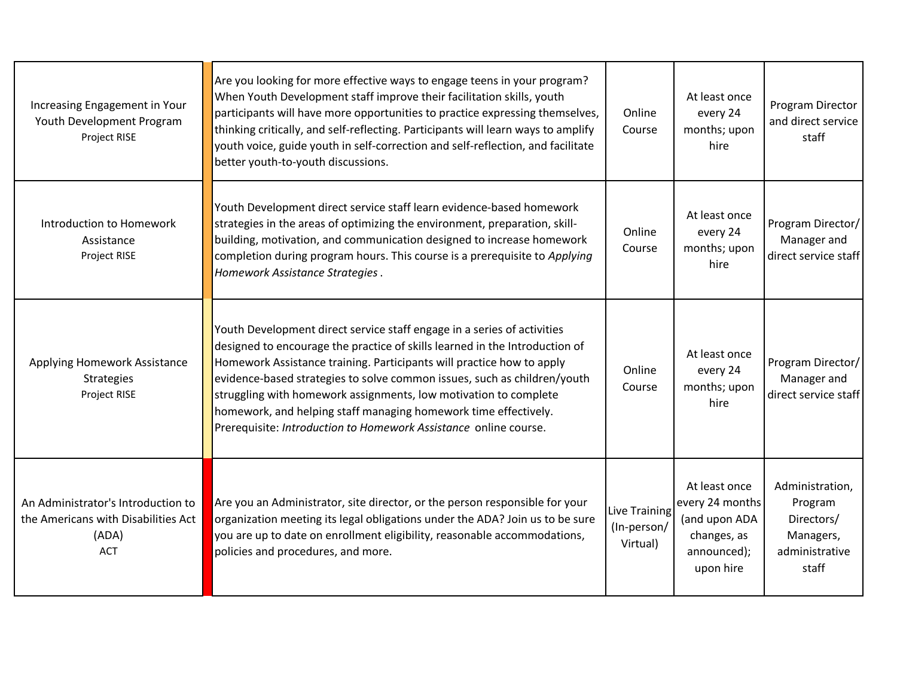| Course | Description | Format | Frequency | Audience |
| --- | --- | --- | --- | --- |
| Increasing Engagement in Your Youth Development Program<br>Project RISE | Are you looking for more effective ways to engage teens in your program? When Youth Development staff improve their facilitation skills, youth participants will have more opportunities to practice expressing themselves, thinking critically, and self-reflecting. Participants will learn ways to amplify youth voice, guide youth in self-correction and self-reflection, and facilitate better youth-to-youth discussions. | Online Course | At least once every 24 months; upon hire | Program Director and direct service staff |
| Introduction to Homework Assistance<br>Project RISE | Youth Development direct service staff learn evidence-based homework strategies in the areas of optimizing the environment, preparation, skill-building, motivation, and communication designed to increase homework completion during program hours. This course is a prerequisite to *Applying Homework Assistance Strategies* . | Online Course | At least once every 24 months; upon hire | Program Director/ Manager and direct service staff |
| Applying Homework Assistance Strategies<br>Project RISE | Youth Development direct service staff engage in a series of activities designed to encourage the practice of skills learned in the Introduction of Homework Assistance training. Participants will practice how to apply evidence-based strategies to solve common issues, such as children/youth struggling with homework assignments, low motivation to complete homework, and helping staff managing homework time effectively. Prerequisite: *Introduction to Homework Assistance* online course. | Online Course | At least once every 24 months; upon hire | Program Director/ Manager and direct service staff |
| An Administrator's Introduction to the Americans with Disabilities Act (ADA)<br>ACT | Are you an Administrator, site director, or the person responsible for your organization meeting its legal obligations under the ADA? Join us to be sure you are up to date on enrollment eligibility, reasonable accommodations, policies and procedures, and more. | Live Training (In-person/ Virtual) | At least once every 24 months (and upon ADA changes, as announced); upon hire | Administration, Program Directors/ Managers, administrative staff |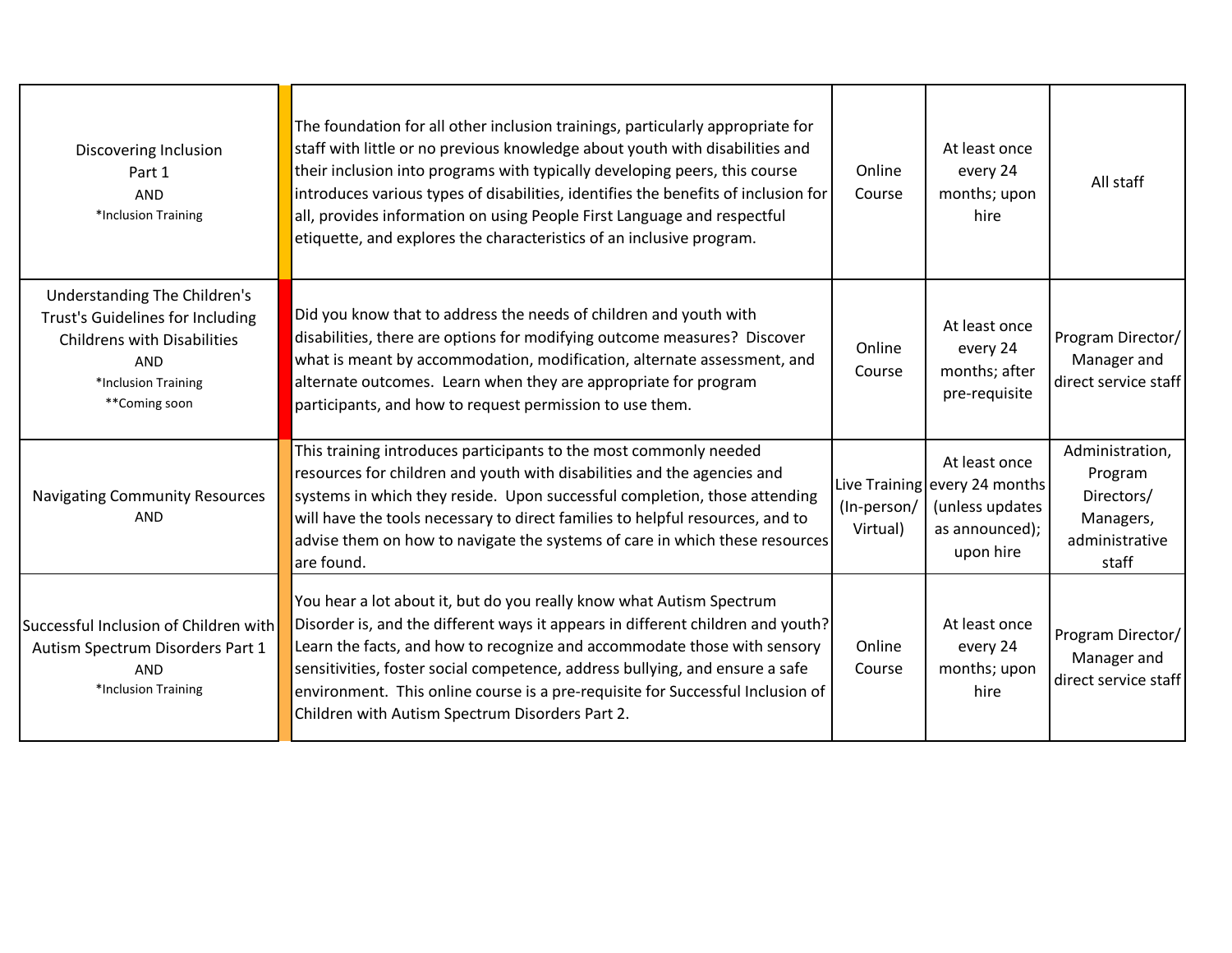| | | | | | |
|---|---|---|---|---|---|
| Discovering Inclusion<br>Part 1<br>AND<br>*Inclusion Training | | The foundation for all other inclusion trainings, particularly appropriate for staff with little or no previous knowledge about youth with disabilities and their inclusion into programs with typically developing peers, this course introduces various types of disabilities, identifies the benefits of inclusion for all, provides information on using People First Language and respectful etiquette, and explores the characteristics of an inclusive program. | Online Course | At least once every 24 months; upon hire | All staff |
| Understanding The Children's Trust's Guidelines for Including Childrens with Disabilities<br>AND<br>*Inclusion Training<br>**Coming soon | | Did you know that to address the needs of children and youth with disabilities, there are options for modifying outcome measures? Discover what is meant by accommodation, modification, alternate assessment, and alternate outcomes. Learn when they are appropriate for program participants, and how to request permission to use them. | Online Course | At least once every 24 months; after pre-requisite | Program Director/ Manager and direct service staff |
| Navigating Community Resources<br>AND | | This training introduces participants to the most commonly needed resources for children and youth with disabilities and the agencies and systems in which they reside. Upon successful completion, those attending will have the tools necessary to direct families to helpful resources, and to advise them on how to navigate the systems of care in which these resources are found. | Live Training (In-person/ Virtual) | At least once every 24 months (unless updates as announced); upon hire | Administration, Program Directors/ Managers, administrative staff |
| Successful Inclusion of Children with Autism Spectrum Disorders Part 1<br>AND<br>*Inclusion Training | | You hear a lot about it, but do you really know what Autism Spectrum Disorder is, and the different ways it appears in different children and youth? Learn the facts, and how to recognize and accommodate those with sensory sensitivities, foster social competence, address bullying, and ensure a safe environment. This online course is a pre-requisite for Successful Inclusion of Children with Autism Spectrum Disorders Part 2. | Online Course | At least once every 24 months; upon hire | Program Director/ Manager and direct service staff |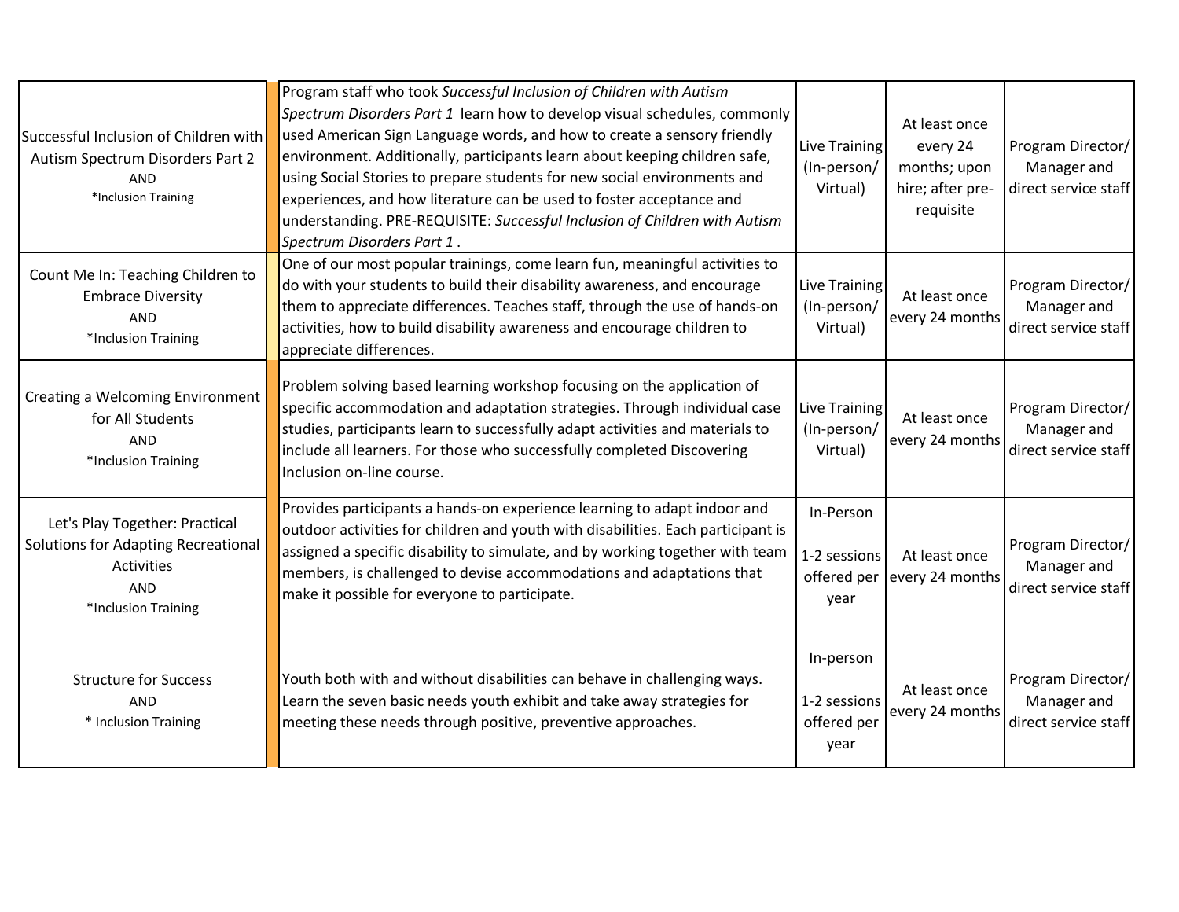| | | | | | |
|---|---|---|---|---|---|
| Successful Inclusion of Children with Autism Spectrum Disorders Part 2<br>AND<br>*Inclusion Training | | Program staff who took *Successful Inclusion of Children with Autism Spectrum Disorders Part 1* learn how to develop visual schedules, commonly used American Sign Language words, and how to create a sensory friendly environment. Additionally, participants learn about keeping children safe, using Social Stories to prepare students for new social environments and experiences, and how literature can be used to foster acceptance and understanding. PRE-REQUISITE: *Successful Inclusion of Children with Autism Spectrum Disorders Part 1* . | Live Training (In-person/ Virtual) | At least once every 24 months; upon hire; after pre-requisite | Program Director/ Manager and direct service staff |
| Count Me In: Teaching Children to Embrace Diversity<br>AND<br>*Inclusion Training | | One of our most popular trainings, come learn fun, meaningful activities to do with your students to build their disability awareness, and encourage them to appreciate differences. Teaches staff, through the use of hands-on activities, how to build disability awareness and encourage children to appreciate differences. | Live Training (In-person/ Virtual) | At least once every 24 months | Program Director/ Manager and direct service staff |
| Creating a Welcoming Environment for All Students<br>AND<br>*Inclusion Training | | Problem solving based learning workshop focusing on the application of specific accommodation and adaptation strategies. Through individual case studies, participants learn to successfully adapt activities and materials to include all learners. For those who successfully completed Discovering Inclusion on-line course. | Live Training (In-person/ Virtual) | At least once every 24 months | Program Director/ Manager and direct service staff |
| Let's Play Together: Practical Solutions for Adapting Recreational Activities<br>AND<br>*Inclusion Training | | Provides participants a hands-on experience learning to adapt indoor and outdoor activities for children and youth with disabilities. Each participant is assigned a specific disability to simulate, and by working together with team members, is challenged to devise accommodations and adaptations that make it possible for everyone to participate. | In-Person<br><br>1-2 sessions offered per year | At least once every 24 months | Program Director/ Manager and direct service staff |
| Structure for Success<br>AND<br>* Inclusion Training | | Youth both with and without disabilities can behave in challenging ways. Learn the seven basic needs youth exhibit and take away strategies for meeting these needs through positive, preventive approaches. | In-person<br><br>1-2 sessions offered per year | At least once every 24 months | Program Director/ Manager and direct service staff |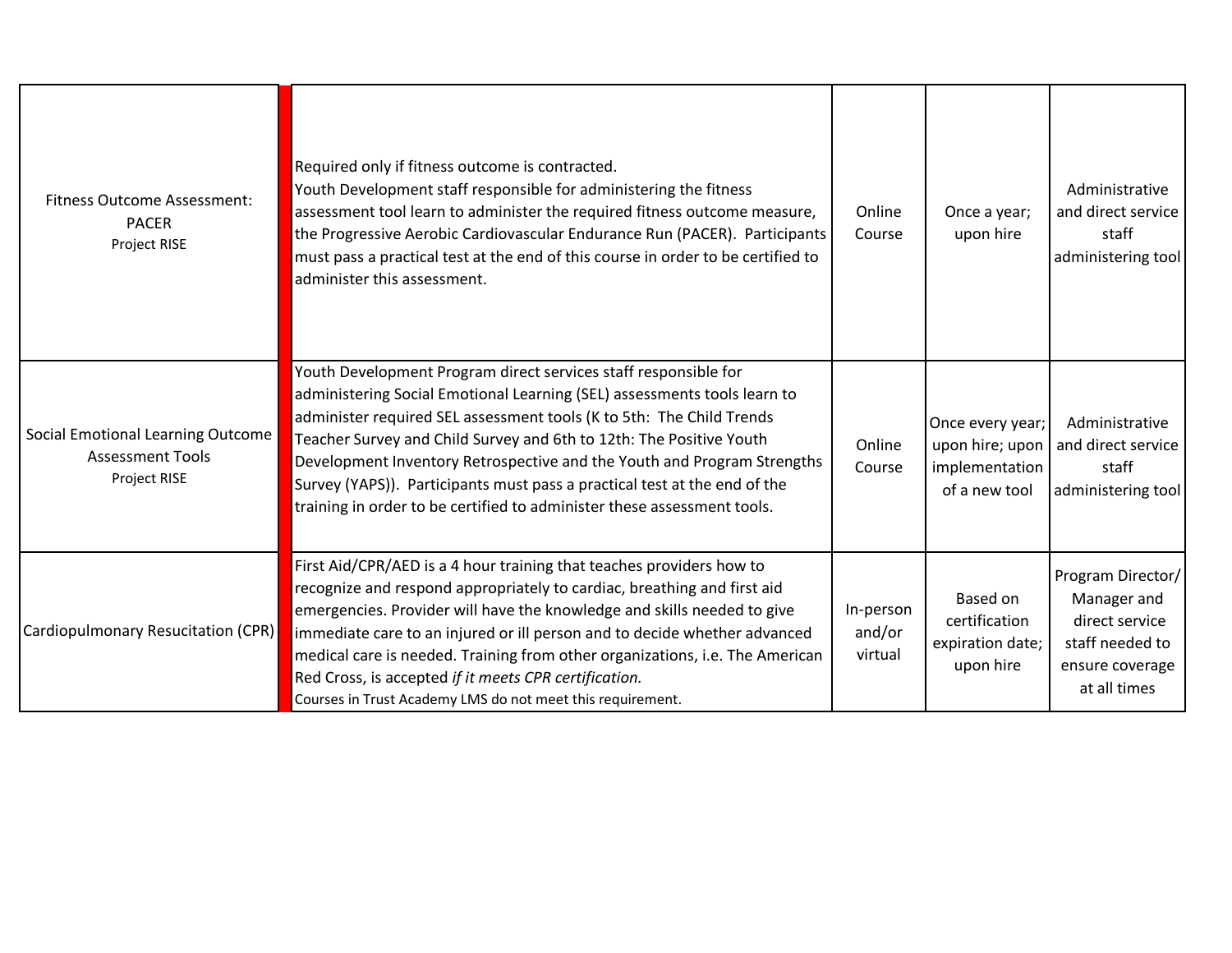| Training | Description | Format | Frequency | Audience |
|---|---|---|---|---|
| Fitness Outcome Assessment: PACER<br>Project RISE | Required only if fitness outcome is contracted.<br>Youth Development staff responsible for administering the fitness assessment tool learn to administer the required fitness outcome measure, the Progressive Aerobic Cardiovascular Endurance Run (PACER). Participants must pass a practical test at the end of this course in order to be certified to administer this assessment. | Online Course | Once a year; upon hire | Administrative and direct service staff administering tool |
| Social Emotional Learning Outcome Assessment Tools<br>Project RISE | Youth Development Program direct services staff responsible for administering Social Emotional Learning (SEL) assessments tools learn to administer required SEL assessment tools (K to 5th: The Child Trends Teacher Survey and Child Survey and 6th to 12th: The Positive Youth Development Inventory Retrospective and the Youth and Program Strengths Survey (YAPS)). Participants must pass a practical test at the end of the training in order to be certified to administer these assessment tools. | Online Course | Once every year; upon hire; upon implementation of a new tool | Administrative and direct service staff administering tool |
| Cardiopulmonary Resucitation (CPR) | First Aid/CPR/AED is a 4 hour training that teaches providers how to recognize and respond appropriately to cardiac, breathing and first aid emergencies. Provider will have the knowledge and skills needed to give immediate care to an injured or ill person and to decide whether advanced medical care is needed. Training from other organizations, i.e. The American Red Cross, is accepted *if it meets CPR certification.*<br>Courses in Trust Academy LMS do not meet this requirement. | In-person and/or virtual | Based on certification expiration date; upon hire | Program Director/ Manager and direct service staff needed to ensure coverage at all times |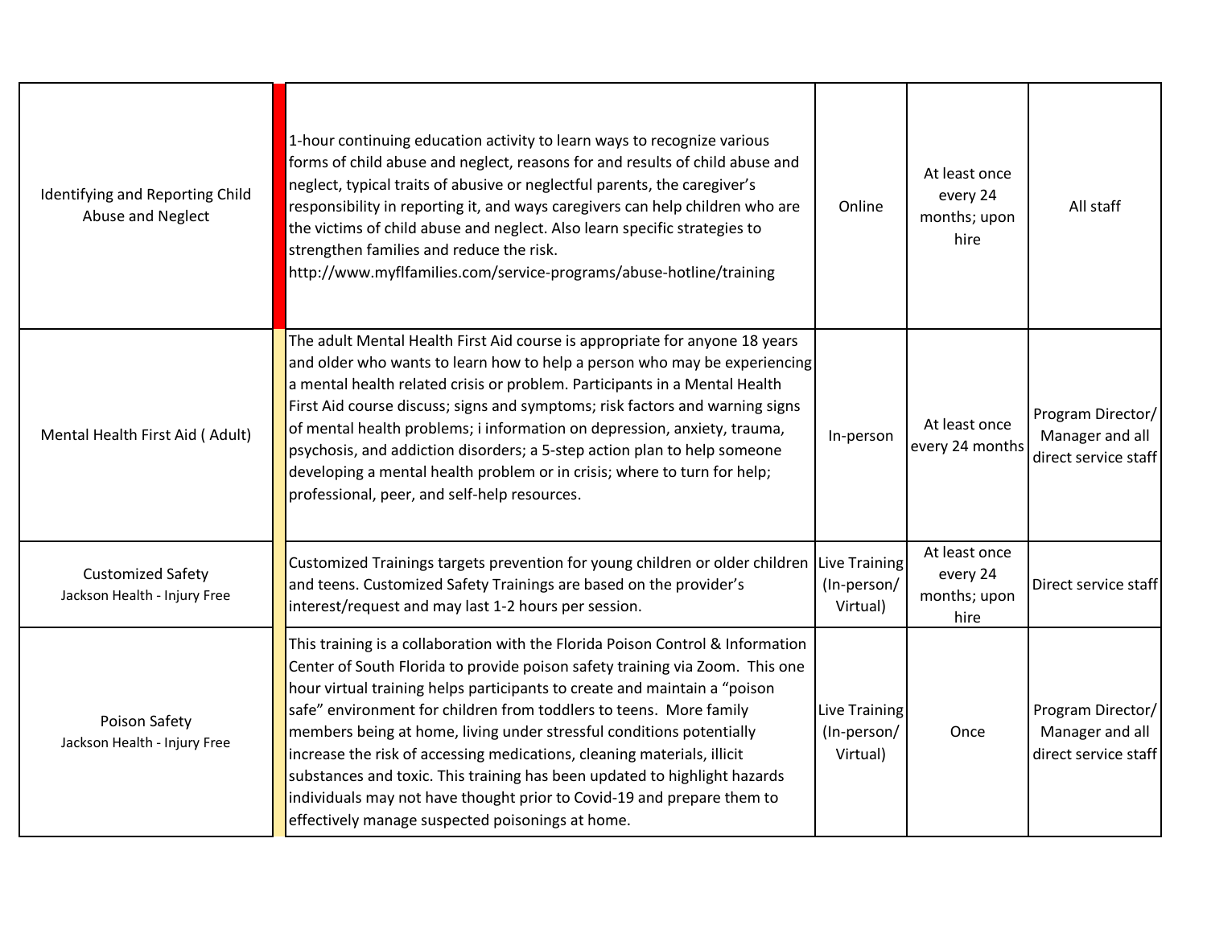| | | | | | |
|---|---|---|---|---|---|
| Identifying and Reporting Child Abuse and Neglect | | 1-hour continuing education activity to learn ways to recognize various forms of child abuse and neglect, reasons for and results of child abuse and neglect, typical traits of abusive or neglectful parents, the caregiver's responsibility in reporting it, and ways caregivers can help children who are the victims of child abuse and neglect. Also learn specific strategies to strengthen families and reduce the risk. http://www.myflfamilies.com/service-programs/abuse-hotline/training | Online | At least once every 24 months; upon hire | All staff |
| Mental Health First Aid ( Adult) | | The adult Mental Health First Aid course is appropriate for anyone 18 years and older who wants to learn how to help a person who may be experiencing a mental health related crisis or problem. Participants in a Mental Health First Aid course discuss; signs and symptoms; risk factors and warning signs of mental health problems; i information on depression, anxiety, trauma, psychosis, and addiction disorders; a 5-step action plan to help someone developing a mental health problem or in crisis; where to turn for help; professional, peer, and self-help resources. | In-person | At least once every 24 months | Program Director/ Manager and all direct service staff |
| Customized Safety<br>Jackson Health - Injury Free | | Customized Trainings targets prevention for young children or older children and teens. Customized Safety Trainings are based on the provider's interest/request and may last 1-2 hours per session. | Live Training (In-person/ Virtual) | At least once every 24 months; upon hire | Direct service staff |
| Poison Safety<br>Jackson Health - Injury Free | | This training is a collaboration with the Florida Poison Control & Information Center of South Florida to provide poison safety training via Zoom. This one hour virtual training helps participants to create and maintain a "poison safe" environment for children from toddlers to teens. More family members being at home, living under stressful conditions potentially increase the risk of accessing medications, cleaning materials, illicit substances and toxic. This training has been updated to highlight hazards individuals may not have thought prior to Covid-19 and prepare them to effectively manage suspected poisonings at home. | Live Training (In-person/ Virtual) | Once | Program Director/ Manager and all direct service staff |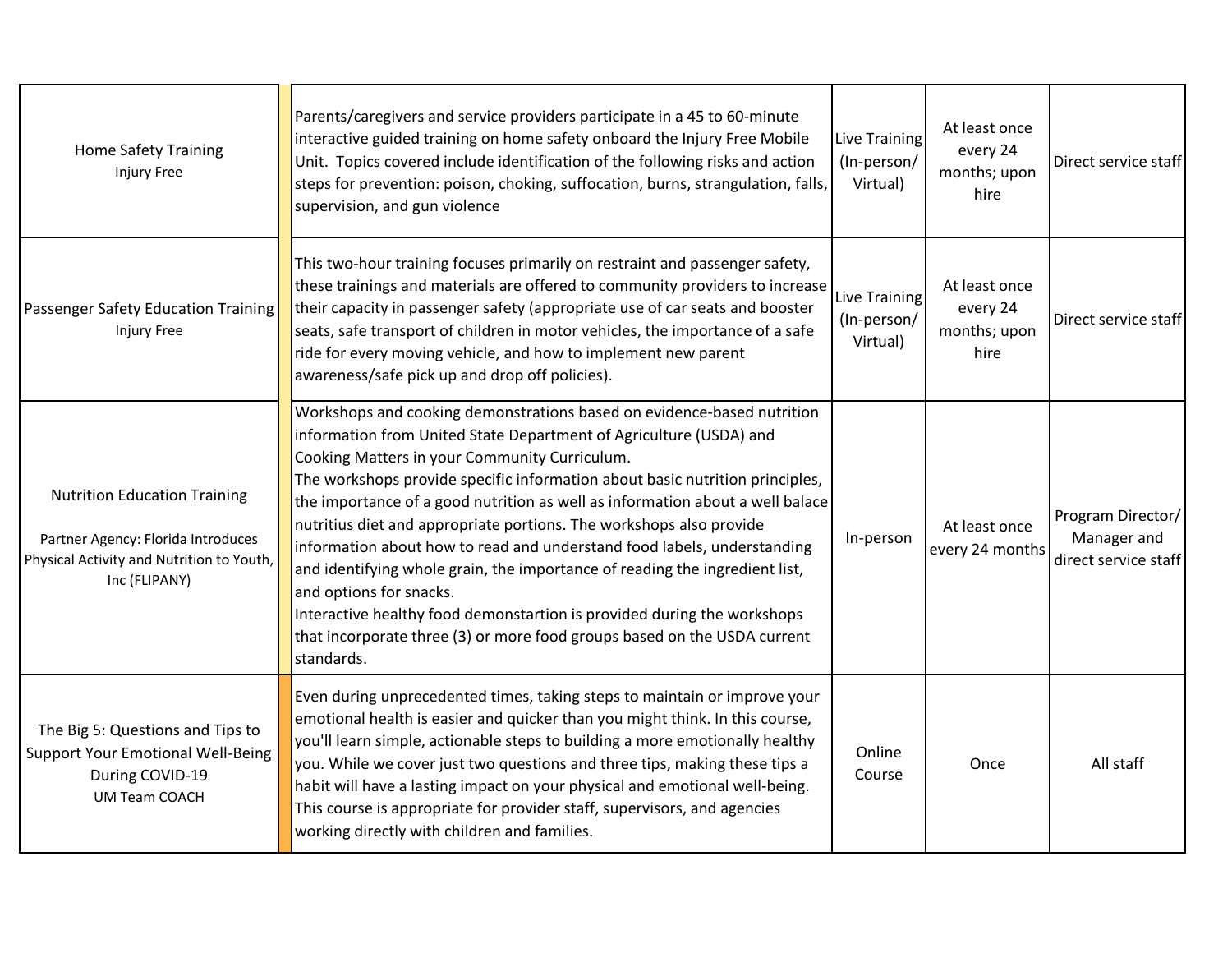| | | | | | |
|---|---|---|---|---|---|
| Home Safety Training<br>Injury Free | | Parents/caregivers and service providers participate in a 45 to 60-minute interactive guided training on home safety onboard the Injury Free Mobile Unit. Topics covered include identification of the following risks and action steps for prevention: poison, choking, suffocation, burns, strangulation, falls, supervision, and gun violence | Live Training (In-person/ Virtual) | At least once every 24 months; upon hire | Direct service staff |
| Passenger Safety Education Training<br>Injury Free | | This two-hour training focuses primarily on restraint and passenger safety, these trainings and materials are offered to community providers to increase their capacity in passenger safety (appropriate use of car seats and booster seats, safe transport of children in motor vehicles, the importance of a safe ride for every moving vehicle, and how to implement new parent awareness/safe pick up and drop off policies). | Live Training (In-person/ Virtual) | At least once every 24 months; upon hire | Direct service staff |
| Nutrition Education Training<br><br>Partner Agency: Florida Introduces Physical Activity and Nutrition to Youth, Inc (FLIPANY) | | Workshops and cooking demonstrations based on evidence-based nutrition information from United State Department of Agriculture (USDA) and Cooking Matters in your Community Curriculum.<br>The workshops provide specific information about basic nutrition principles, the importance of a good nutrition as well as information about a well balace nutritius diet and appropriate portions. The workshops also provide information about how to read and understand food labels, understanding and identifying whole grain, the importance of reading the ingredient list, and options for snacks.<br>Interactive healthy food demonstartion is provided during the workshops that incorporate three (3) or more food groups based on the USDA current standards. | In-person | At least once every 24 months | Program Director/ Manager and direct service staff |
| The Big 5: Questions and Tips to Support Your Emotional Well-Being During COVID-19<br>UM Team COACH | | Even during unprecedented times, taking steps to maintain or improve your emotional health is easier and quicker than you might think. In this course, you'll learn simple, actionable steps to building a more emotionally healthy you. While we cover just two questions and three tips, making these tips a habit will have a lasting impact on your physical and emotional well-being. This course is appropriate for provider staff, supervisors, and agencies working directly with children and families. | Online Course | Once | All staff |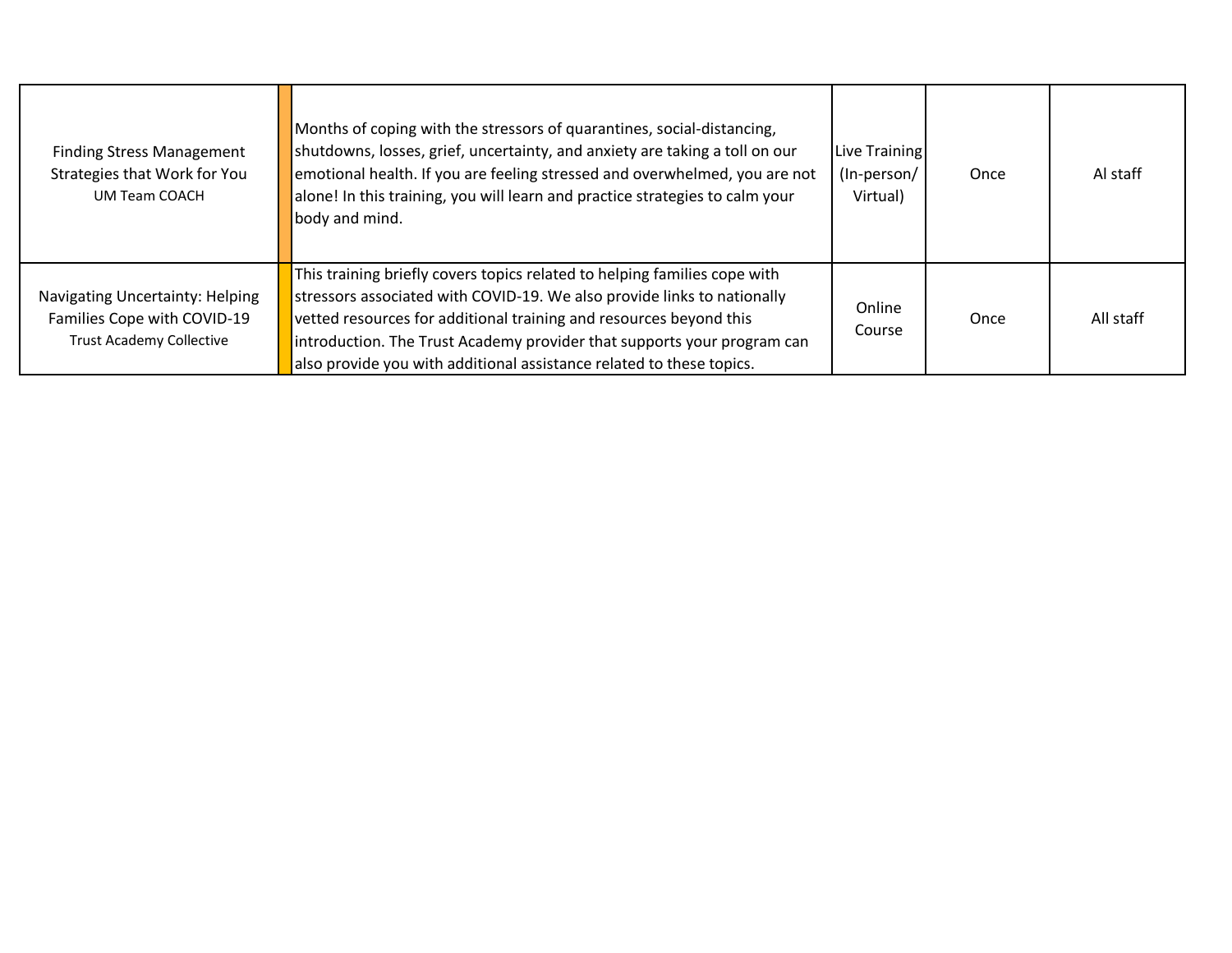| | | | | | |
|---|---|---|---|---|---|
| Finding Stress Management Strategies that Work for You<br>UM Team COACH | | Months of coping with the stressors of quarantines, social-distancing, shutdowns, losses, grief, uncertainty, and anxiety are taking a toll on our emotional health. If you are feeling stressed and overwhelmed, you are not alone! In this training, you will learn and practice strategies to calm your body and mind. | Live Training (In-person/ Virtual) | Once | Al staff |
| Navigating Uncertainty: Helping Families Cope with COVID-19<br>Trust Academy Collective | | This training briefly covers topics related to helping families cope with stressors associated with COVID-19. We also provide links to nationally vetted resources for additional training and resources beyond this introduction. The Trust Academy provider that supports your program can also provide you with additional assistance related to these topics. | Online Course | Once | All staff |